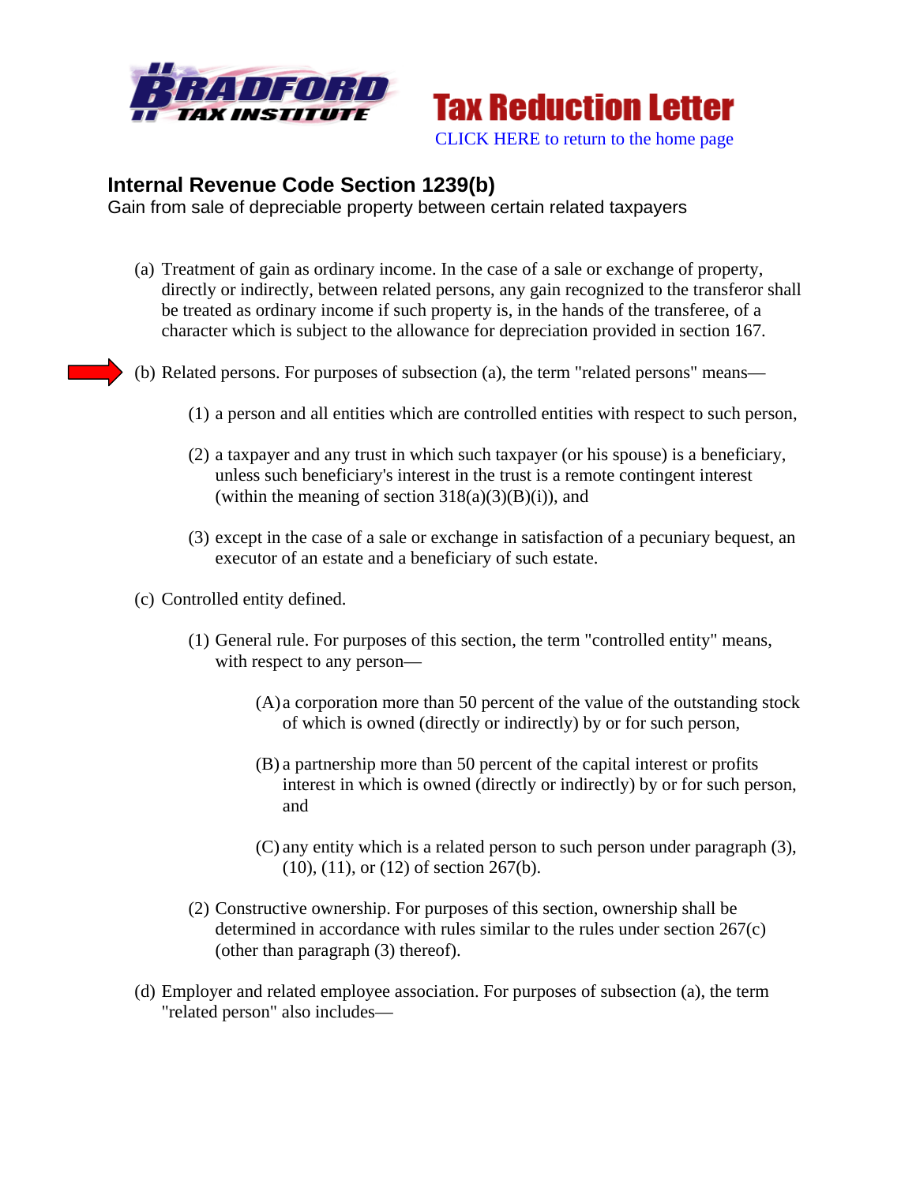**BRADFORD TAX INSTITUTE**

**Tax Reduction Letter**

CLICK HERE to return to the home page

## Internal Revenue Code Section 1239(b)

Gain from sale of depreciable property between certain related taxpayers

(a) Treatment of gain as ordinary income. In the case of a sale or exchange of property, directly or indirectly, between related persons, any gain recognized to the transferor shall be treated as ordinary income if such property is, in the hands of the transferee, of a character which is subject to the allowance for depreciation provided in section 167.

(b) Related persons. For purposes of subsection (a), the term "related persons" means—

- (1) a person and all entities which are controlled entities with respect to such person,
- (2) a taxpayer and any trust in which such taxpayer (or his spouse) is a beneficiary, unless such beneficiary's interest in the trust is a remote contingent interest (within the meaning of section 318(a)(3)(B)(i)), and
- (3) except in the case of a sale or exchange in satisfaction of a pecuniary bequest, an executor of an estate and a beneficiary of such estate.

(c) Controlled entity defined.

- (1) General rule. For purposes of this section, the term "controlled entity" means, with respect to any person—
  - (A) a corporation more than 50 percent of the value of the outstanding stock of which is owned (directly or indirectly) by or for such person,
  - (B) a partnership more than 50 percent of the capital interest or profits interest in which is owned (directly or indirectly) by or for such person, and
  - (C) any entity which is a related person to such person under paragraph (3), (10), (11), or (12) of section 267(b).
- (2) Constructive ownership. For purposes of this section, ownership shall be determined in accordance with rules similar to the rules under section 267(c) (other than paragraph (3) thereof).

(d) Employer and related employee association. For purposes of subsection (a), the term "related person" also includes—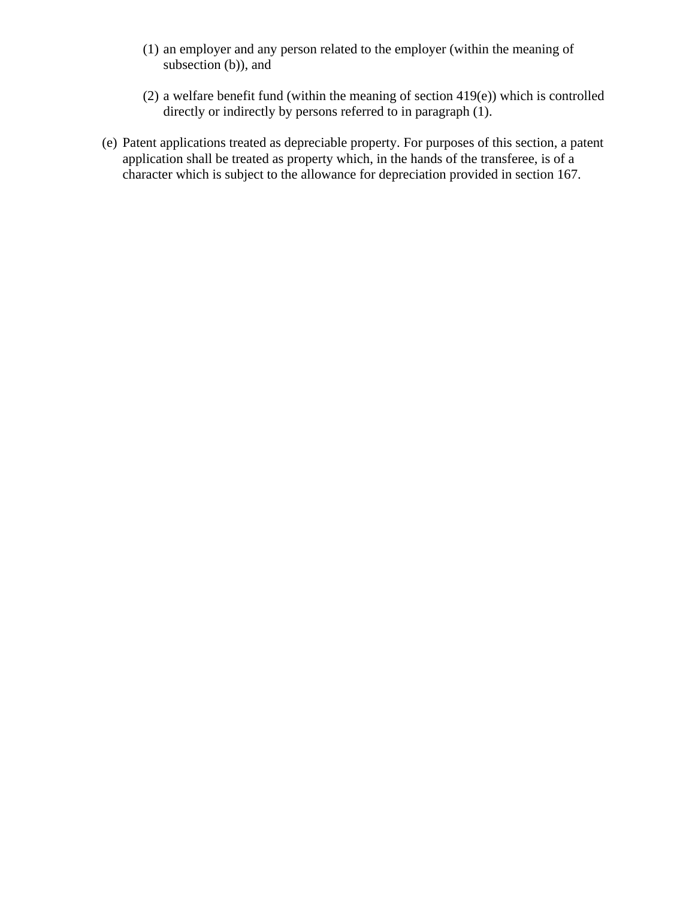(1) an employer and any person related to the employer (within the meaning of subsection (b)), and

(2) a welfare benefit fund (within the meaning of section 419(e)) which is controlled directly or indirectly by persons referred to in paragraph (1).

(e) Patent applications treated as depreciable property. For purposes of this section, a patent application shall be treated as property which, in the hands of the transferee, is of a character which is subject to the allowance for depreciation provided in section 167.